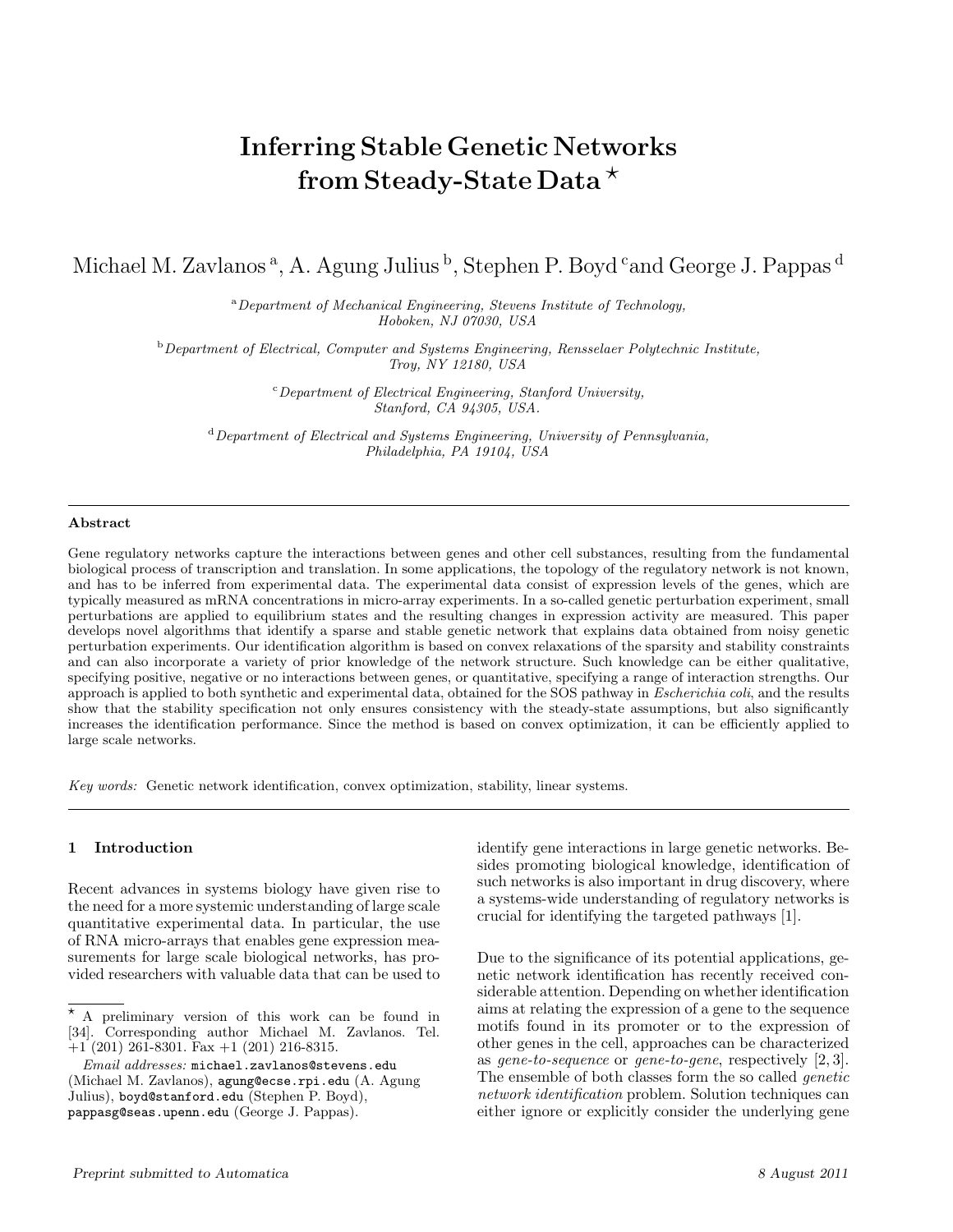# Inferring Stable Genetic Networks from Steady-State Data ⋆

Michael M. Zavlanos [a], A. Agung Julius [b], Stephen P. Boyd [c] and George J. Pappas [d]

[a] *Department of Mechanical Engineering, Stevens Institute of Technology, Hoboken, NJ 07030, USA*

[b] *Department of Electrical, Computer and Systems Engineering, Rensselaer Polytechnic Institute, Troy, NY 12180, USA*

[c] *Department of Electrical Engineering, Stanford University, Stanford, CA 94305, USA.*

[d] *Department of Electrical and Systems Engineering, University of Pennsylvania, Philadelphia, PA 19104, USA*

---

**Abstract**

Gene regulatory networks capture the interactions between genes and other cell substances, resulting from the fundamental biological process of transcription and translation. In some applications, the topology of the regulatory network is not known, and has to be inferred from experimental data. The experimental data consist of expression levels of the genes, which are typically measured as mRNA concentrations in micro-array experiments. In a so-called genetic perturbation experiment, small perturbations are applied to equilibrium states and the resulting changes in expression activity are measured. This paper develops novel algorithms that identify a sparse and stable genetic network that explains data obtained from noisy genetic perturbation experiments. Our identification algorithm is based on convex relaxations of the sparsity and stability constraints and can also incorporate a variety of prior knowledge of the network structure. Such knowledge can be either qualitative, specifying positive, negative or no interactions between genes, or quantitative, specifying a range of interaction strengths. Our approach is applied to both synthetic and experimental data, obtained for the SOS pathway in *Escherichia coli*, and the results show that the stability specification not only ensures consistency with the steady-state assumptions, but also significantly increases the identification performance. Since the method is based on convex optimization, it can be efficiently applied to large scale networks.

*Key words:* Genetic network identification, convex optimization, stability, linear systems.

---

## 1 Introduction

Recent advances in systems biology have given rise to the need for a more systemic understanding of large scale quantitative experimental data. In particular, the use of RNA micro-arrays that enables gene expression measurements for large scale biological networks, has provided researchers with valuable data that can be used to identify gene interactions in large genetic networks. Besides promoting biological knowledge, identification of such networks is also important in drug discovery, where a systems-wide understanding of regulatory networks is crucial for identifying the targeted pathways [1].

Due to the significance of its potential applications, genetic network identification has recently received considerable attention. Depending on whether identification aims at relating the expression of a gene to the sequence motifs found in its promoter or to the expression of other genes in the cell, approaches can be characterized as *gene-to-sequence* or *gene-to-gene*, respectively [2, 3]. The ensemble of both classes form the so called *genetic network identification* problem. Solution techniques can either ignore or explicitly consider the underlying gene

---

⋆ A preliminary version of this work can be found in [34]. Corresponding author Michael M. Zavlanos. Tel. +1 (201) 261-8301. Fax +1 (201) 216-8315.

*Email addresses:* michael.zavlanos@stevens.edu (Michael M. Zavlanos), agung@ecse.rpi.edu (A. Agung Julius), boyd@stanford.edu (Stephen P. Boyd), pappasg@seas.upenn.edu (George J. Pappas).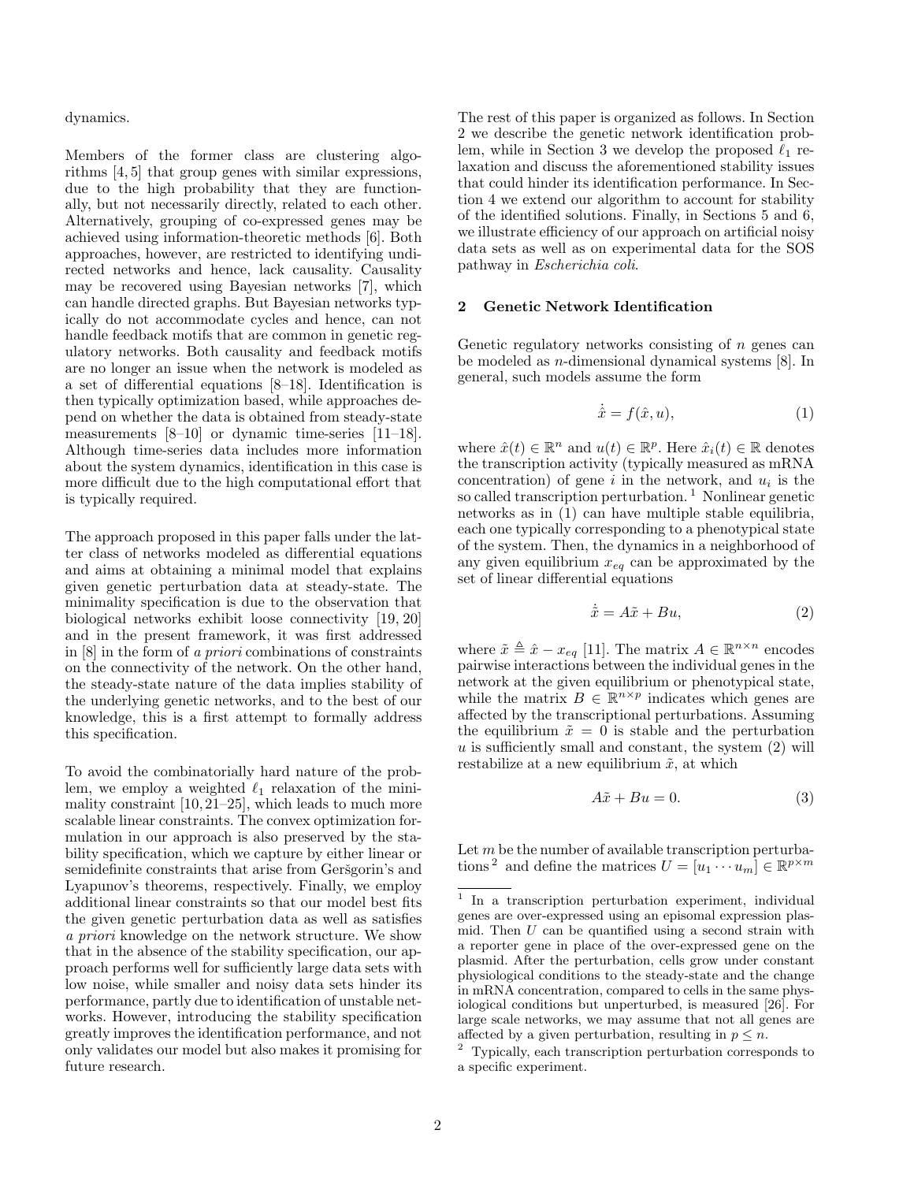dynamics.

Members of the former class are clustering algorithms [4, 5] that group genes with similar expressions, due to the high probability that they are functionally, but not necessarily directly, related to each other. Alternatively, grouping of co-expressed genes may be achieved using information-theoretic methods [6]. Both approaches, however, are restricted to identifying undirected networks and hence, lack causality. Causality may be recovered using Bayesian networks [7], which can handle directed graphs. But Bayesian networks typically do not accommodate cycles and hence, can not handle feedback motifs that are common in genetic regulatory networks. Both causality and feedback motifs are no longer an issue when the network is modeled as a set of differential equations [8–18]. Identification is then typically optimization based, while approaches depend on whether the data is obtained from steady-state measurements [8–10] or dynamic time-series [11–18]. Although time-series data includes more information about the system dynamics, identification in this case is more difficult due to the high computational effort that is typically required.

The approach proposed in this paper falls under the latter class of networks modeled as differential equations and aims at obtaining a minimal model that explains given genetic perturbation data at steady-state. The minimality specification is due to the observation that biological networks exhibit loose connectivity [19, 20] and in the present framework, it was first addressed in [8] in the form of *a priori* combinations of constraints on the connectivity of the network. On the other hand, the steady-state nature of the data implies stability of the underlying genetic networks, and to the best of our knowledge, this is a first attempt to formally address this specification.

To avoid the combinatorially hard nature of the problem, we employ a weighted $\ell_1$ relaxation of the minimality constraint [10, 21–25], which leads to much more scalable linear constraints. The convex optimization formulation in our approach is also preserved by the stability specification, which we capture by either linear or semidefinite constraints that arise from Geršgorin's and Lyapunov's theorems, respectively. Finally, we employ additional linear constraints so that our model best fits the given genetic perturbation data as well as satisfies *a priori* knowledge on the network structure. We show that in the absence of the stability specification, our approach performs well for sufficiently large data sets with low noise, while smaller and noisy data sets hinder its performance, partly due to identification of unstable networks. However, introducing the stability specification greatly improves the identification performance, and not only validates our model but also makes it promising for future research.

The rest of this paper is organized as follows. In Section 2 we describe the genetic network identification problem, while in Section 3 we develop the proposed $\ell_1$ relaxation and discuss the aforementioned stability issues that could hinder its identification performance. In Section 4 we extend our algorithm to account for stability of the identified solutions. Finally, in Sections 5 and 6, we illustrate efficiency of our approach on artificial noisy data sets as well as on experimental data for the SOS pathway in *Escherichia coli*.

## 2 Genetic Network Identification

Genetic regulatory networks consisting of $n$ genes can be modeled as $n$-dimensional dynamical systems [8]. In general, such models assume the form

$$\dot{\hat{x}} = f(\hat{x}, u), \tag{1}$$

where $\hat{x}(t) \in \mathbb{R}^n$ and $u(t) \in \mathbb{R}^p$. Here $\hat{x}_i(t) \in \mathbb{R}$ denotes the transcription activity (typically measured as mRNA concentration) of gene $i$ in the network, and $u_i$ is the so called transcription perturbation. [1] Nonlinear genetic networks as in (1) can have multiple stable equilibria, each one typically corresponding to a phenotypical state of the system. Then, the dynamics in a neighborhood of any given equilibrium $x_{eq}$ can be approximated by the set of linear differential equations

$$\dot{\tilde{x}} = A\tilde{x} + Bu, \tag{2}$$

where $\tilde{x} \triangleq \hat{x} - x_{eq}$ [11]. The matrix $A \in \mathbb{R}^{n\times n}$ encodes pairwise interactions between the individual genes in the network at the given equilibrium or phenotypical state, while the matrix $B \in \mathbb{R}^{n\times p}$ indicates which genes are affected by the transcriptional perturbations. Assuming the equilibrium $\tilde{x} = 0$ is stable and the perturbation $u$ is sufficiently small and constant, the system (2) will restabilize at a new equilibrium $\tilde{x}$, at which

$$A\tilde{x} + Bu = 0. \tag{3}$$

Let $m$ be the number of available transcription perturbations [2] and define the matrices $U = [u_1 \cdots u_m] \in \mathbb{R}^{p\times m}$

[1] In a transcription perturbation experiment, individual genes are over-expressed using an episomal expression plasmid. Then $U$ can be quantified using a second strain with a reporter gene in place of the over-expressed gene on the plasmid. After the perturbation, cells grow under constant physiological conditions to the steady-state and the change in mRNA concentration, compared to cells in the same physiological conditions but unperturbed, is measured [26]. For large scale networks, we may assume that not all genes are affected by a given perturbation, resulting in $p \leq n$.

[2] Typically, each transcription perturbation corresponds to a specific experiment.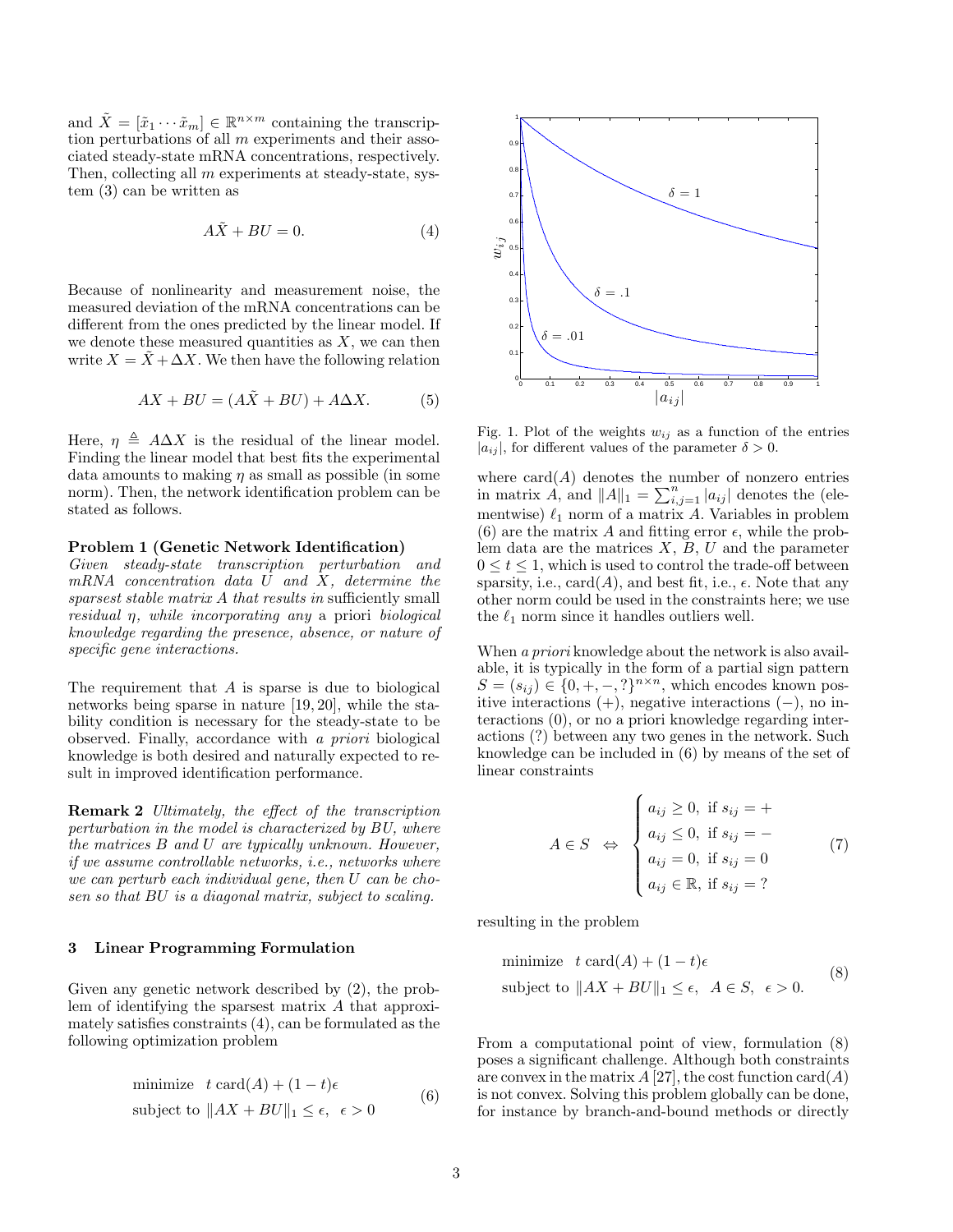and $\tilde{X} = [\tilde{x}_1 \cdots \tilde{x}_m] \in \mathbb{R}^{n \times m}$ containing the transcription perturbations of all $m$ experiments and their associated steady-state mRNA concentrations, respectively. Then, collecting all $m$ experiments at steady-state, system (3) can be written as

$$A\tilde{X} + BU = 0. \tag{4}$$

Because of nonlinearity and measurement noise, the measured deviation of the mRNA concentrations can be different from the ones predicted by the linear model. If we denote these measured quantities as $X$, we can then write $X = \tilde{X} + \Delta X$. We then have the following relation

$$AX + BU = (A\tilde{X} + BU) + A\Delta X. \tag{5}$$

Here, $\eta \triangleq A\Delta X$ is the residual of the linear model. Finding the linear model that best fits the experimental data amounts to making $\eta$ as small as possible (in some norm). Then, the network identification problem can be stated as follows.

**Problem 1 (Genetic Network Identification)** *Given steady-state transcription perturbation and mRNA concentration data $U$ and $X$, determine the sparsest stable matrix $A$ that results in* sufficiently small *residual $\eta$, while incorporating any* a priori *biological knowledge regarding the presence, absence, or nature of specific gene interactions.*

The requirement that $A$ is sparse is due to biological networks being sparse in nature [19, 20], while the stability condition is necessary for the steady-state to be observed. Finally, accordance with *a priori* biological knowledge is both desired and naturally expected to result in improved identification performance.

**Remark 2** *Ultimately, the effect of the transcription perturbation in the model is characterized by $BU$, where the matrices $B$ and $U$ are typically unknown. However, if we assume controllable networks, i.e., networks where we can perturb each individual gene, then $U$ can be chosen so that $BU$ is a diagonal matrix, subject to scaling.*

## 3 Linear Programming Formulation

Given any genetic network described by (2), the problem of identifying the sparsest matrix $A$ that approximately satisfies constraints (4), can be formulated as the following optimization problem

$$\begin{aligned} &\text{minimize} \quad t \, \text{card}(A) + (1-t)\epsilon \\ &\text{subject to} \ \|AX + BU\|_1 \leq \epsilon, \ \ \epsilon > 0 \end{aligned} \tag{6}$$

Fig. 1. Plot of the weights $w_{ij}$ as a function of the entries $|a_{ij}|$, for different values of the parameter $\delta > 0$.

where $\text{card}(A)$ denotes the number of nonzero entries in matrix $A$, and $\|A\|_1 = \sum_{i,j=1}^{n} |a_{ij}|$ denotes the (elementwise) $\ell_1$ norm of a matrix $A$. Variables in problem (6) are the matrix $A$ and fitting error $\epsilon$, while the problem data are the matrices $X$, $B$, $U$ and the parameter $0 \leq t \leq 1$, which is used to control the trade-off between sparsity, i.e., $\text{card}(A)$, and best fit, i.e., $\epsilon$. Note that any other norm could be used in the constraints here; we use the $\ell_1$ norm since it handles outliers well.

When *a priori* knowledge about the network is also available, it is typically in the form of a partial sign pattern $S = (s_{ij}) \in \{0, +, -, ?\}^{n \times n}$, which encodes known positive interactions (+), negative interactions (−), no interactions (0), or no a priori knowledge regarding interactions (?) between any two genes in the network. Such knowledge can be included in (6) by means of the set of linear constraints

$$A \in S \quad \Leftrightarrow \quad \begin{cases} a_{ij} \geq 0, \ \text{if } s_{ij} = + \\ a_{ij} \leq 0, \ \text{if } s_{ij} = - \\ a_{ij} = 0, \ \text{if } s_{ij} = 0 \\ a_{ij} \in \mathbb{R}, \ \text{if } s_{ij} = \, ? \end{cases} \tag{7}$$

resulting in the problem

$$\begin{aligned} &\text{minimize} \quad t \, \text{card}(A) + (1-t)\epsilon \\ &\text{subject to} \ \|AX + BU\|_1 \leq \epsilon, \ \ A \in S, \ \ \epsilon > 0. \end{aligned} \tag{8}$$

From a computational point of view, formulation (8) poses a significant challenge. Although both constraints are convex in the matrix $A$ [27], the cost function $\text{card}(A)$ is not convex. Solving this problem globally can be done, for instance by branch-and-bound methods or directly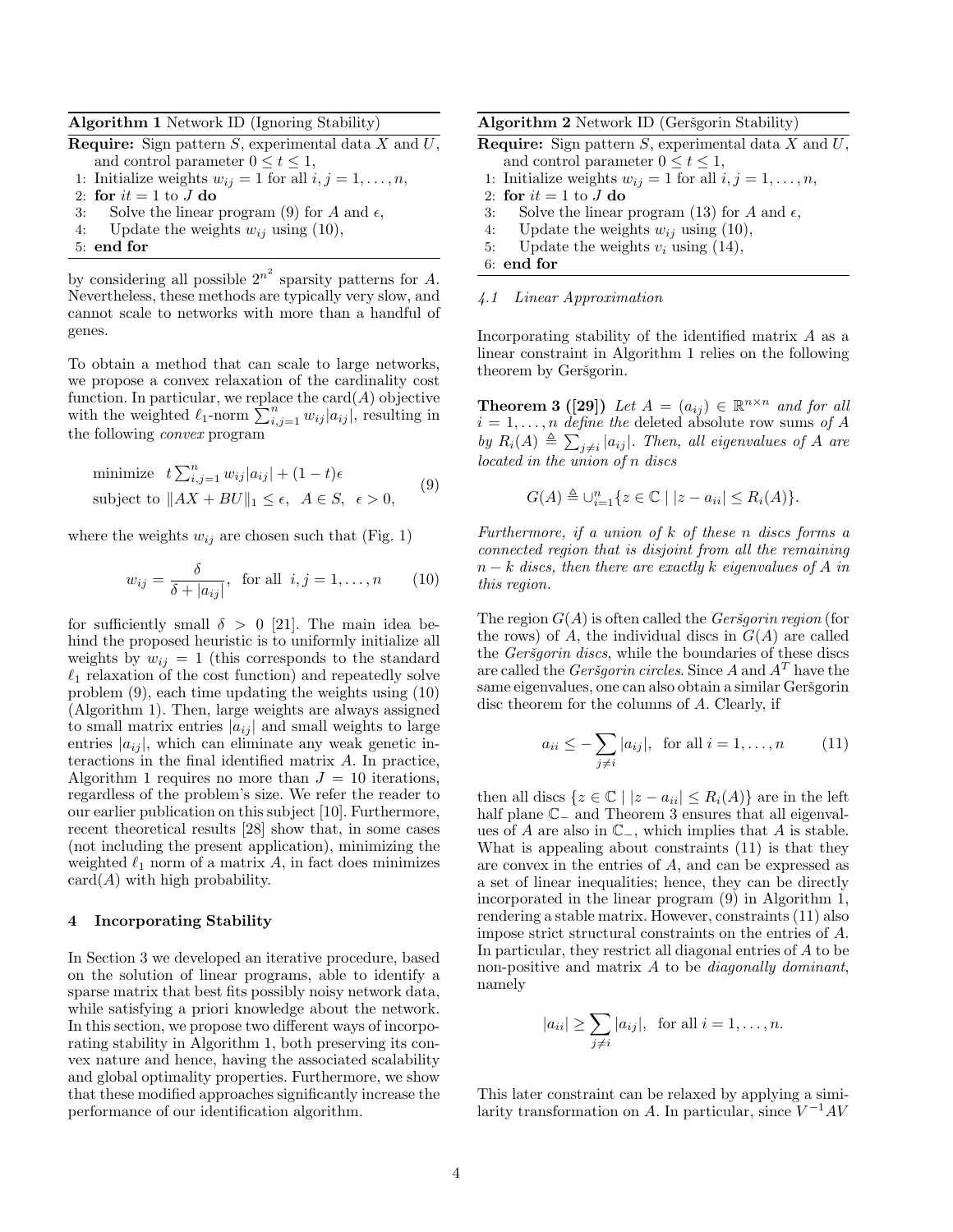**Algorithm 1** Network ID (Ignoring Stability)

**Require:** Sign pattern $S$, experimental data $X$ and $U$, and control parameter $0 \leq t \leq 1$,
1: Initialize weights $w_{ij} = 1$ for all $i, j = 1, \ldots, n$,
2: **for** $it = 1$ to $J$ **do**
3: Solve the linear program (9) for $A$ and $\epsilon$,
4: Update the weights $w_{ij}$ using (10),
5: **end for**

by considering all possible $2^{n^2}$ sparsity patterns for $A$. Nevertheless, these methods are typically very slow, and cannot scale to networks with more than a handful of genes.

To obtain a method that can scale to large networks, we propose a convex relaxation of the cardinality cost function. In particular, we replace the $\text{card}(A)$ objective with the weighted $\ell_1$-norm $\sum_{i,j=1}^n w_{ij}|a_{ij}|$, resulting in the following *convex* program

$$
\begin{aligned}
&\text{minimize} \quad t\sum_{i,j=1}^n w_{ij}|a_{ij}| + (1-t)\epsilon \\
&\text{subject to} \ \|AX + BU\|_1 \leq \epsilon, \ \ A \in S, \ \ \epsilon > 0,
\end{aligned} \tag{9}
$$

where the weights $w_{ij}$ are chosen such that (Fig. 1)

$$
w_{ij} = \frac{\delta}{\delta + |a_{ij}|}, \ \ \text{for all} \ \ i, j = 1, \ldots, n \tag{10}
$$

for sufficiently small $\delta > 0$ [21]. The main idea behind the proposed heuristic is to uniformly initialize all weights by $w_{ij} = 1$ (this corresponds to the standard $\ell_1$ relaxation of the cost function) and repeatedly solve problem (9), each time updating the weights using (10) (Algorithm 1). Then, large weights are always assigned to small matrix entries $|a_{ij}|$ and small weights to large entries $|a_{ij}|$, which can eliminate any weak genetic interactions in the final identified matrix $A$. In practice, Algorithm 1 requires no more than $J = 10$ iterations, regardless of the problem's size. We refer the reader to our earlier publication on this subject [10]. Furthermore, recent theoretical results [28] show that, in some cases (not including the present application), minimizing the weighted $\ell_1$ norm of a matrix $A$, in fact does minimizes $\text{card}(A)$ with high probability.

## 4 Incorporating Stability

In Section 3 we developed an iterative procedure, based on the solution of linear programs, able to identify a sparse matrix that best fits possibly noisy network data, while satisfying a priori knowledge about the network. In this section, we propose two different ways of incorporating stability in Algorithm 1, both preserving its convex nature and hence, having the associated scalability and global optimality properties. Furthermore, we show that these modified approaches significantly increase the performance of our identification algorithm.

**Algorithm 2** Network ID (Geršgorin Stability)

**Require:** Sign pattern $S$, experimental data $X$ and $U$, and control parameter $0 \leq t \leq 1$,
1: Initialize weights $w_{ij} = 1$ for all $i, j = 1, \ldots, n$,
2: **for** $it = 1$ to $J$ **do**
3: Solve the linear program (13) for $A$ and $\epsilon$,
4: Update the weights $w_{ij}$ using (10),
5: Update the weights $v_i$ using (14),
6: **end for**

### *4.1 Linear Approximation*

Incorporating stability of the identified matrix $A$ as a linear constraint in Algorithm 1 relies on the following theorem by Geršgorin.

**Theorem 3 ([29])** *Let $A = (a_{ij}) \in \mathbb{R}^{n \times n}$ and for all $i = 1, \ldots, n$ define the* deleted absolute row sums *of $A$ by $R_i(A) \triangleq \sum_{j \neq i} |a_{ij}|$. Then, all eigenvalues of $A$ are located in the union of $n$ discs*

$$
G(A) \triangleq \cup_{i=1}^n \{z \in \mathbb{C} \mid |z - a_{ii}| \leq R_i(A)\}.
$$

*Furthermore, if a union of $k$ of these $n$ discs forms a connected region that is disjoint from all the remaining $n - k$ discs, then there are exactly $k$ eigenvalues of $A$ in this region.*

The region $G(A)$ is often called the *Geršgorin region* (for the rows) of $A$, the individual discs in $G(A)$ are called the *Geršgorin discs*, while the boundaries of these discs are called the *Geršgorin circles*. Since $A$ and $A^T$ have the same eigenvalues, one can also obtain a similar Geršgorin disc theorem for the columns of $A$. Clearly, if

$$
a_{ii} \leq -\sum_{j \neq i} |a_{ij}|, \ \ \text{for all} \ i = 1, \ldots, n \tag{11}
$$

then all discs $\{z \in \mathbb{C} \mid |z - a_{ii}| \leq R_i(A)\}$ are in the left half plane $\mathbb{C}_-$ and Theorem 3 ensures that all eigenvalues of $A$ are also in $\mathbb{C}_-$, which implies that $A$ is stable. What is appealing about constraints (11) is that they are convex in the entries of $A$, and can be expressed as a set of linear inequalities; hence, they can be directly incorporated in the linear program (9) in Algorithm 1, rendering a stable matrix. However, constraints (11) also impose strict structural constraints on the entries of $A$. In particular, they restrict all diagonal entries of $A$ to be non-positive and matrix $A$ to be *diagonally dominant*, namely

$$
|a_{ii}| \geq \sum_{j \neq i} |a_{ij}|, \ \ \text{for all} \ i = 1, \ldots, n.
$$

This later constraint can be relaxed by applying a similarity transformation on $A$. In particular, since $V^{-1}AV$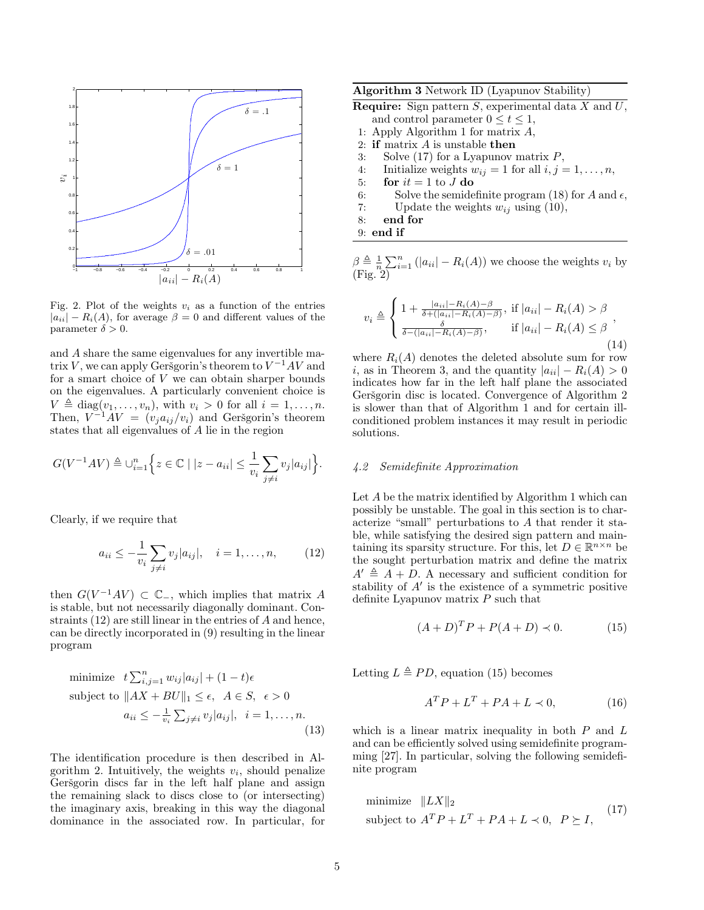Fig. 2. Plot of the weights $v_i$ as a function of the entries $|a_{ii}| - R_i(A)$, for average $\beta = 0$ and different values of the parameter $\delta > 0$.

and $A$ share the same eigenvalues for any invertible matrix $V$, we can apply Geršgorin's theorem to $V^{-1}AV$ and for a smart choice of $V$ we can obtain sharper bounds on the eigenvalues. A particularly convenient choice is $V \triangleq \text{diag}(v_1, \ldots, v_n)$, with $v_i > 0$ for all $i = 1, \ldots, n$. Then, $V^{-1}AV = (v_j a_{ij}/v_i)$ and Geršgorin's theorem states that all eigenvalues of $A$ lie in the region

$$G(V^{-1}AV) \triangleq \cup_{i=1}^{n} \Big\{ z \in \mathbb{C} \mid |z - a_{ii}| \leq \frac{1}{v_i} \sum_{j \neq i} v_j |a_{ij}| \Big\}.$$

Clearly, if we require that

$$a_{ii} \leq -\frac{1}{v_i} \sum_{j \neq i} v_j |a_{ij}|, \quad i = 1, \ldots, n, \tag{12}$$

then $G(V^{-1}AV) \subset \mathbb{C}_-$, which implies that matrix $A$ is stable, but not necessarily diagonally dominant. Constraints (12) are still linear in the entries of $A$ and hence, can be directly incorporated in (9) resulting in the linear program

$$\begin{aligned}
&\text{minimize} \quad t\textstyle\sum_{i,j=1}^{n} w_{ij}|a_{ij}| + (1-t)\epsilon \\
&\text{subject to } \|AX + BU\|_1 \leq \epsilon, \;\; A \in S, \;\; \epsilon > 0 \\
&\qquad\qquad a_{ii} \leq -\tfrac{1}{v_i} \textstyle\sum_{j \neq i} v_j |a_{ij}|, \;\; i = 1, \ldots, n.
\end{aligned} \tag{13}$$

The identification procedure is then described in Algorithm 2. Intuitively, the weights $v_i$, should penalize Geršgorin discs far in the left half plane and assign the remaining slack to discs close to (or intersecting) the imaginary axis, breaking in this way the diagonal dominance in the associated row. In particular, for $\beta \triangleq \frac{1}{n}\sum_{i=1}^{n} (|a_{ii}| - R_i(A))$ we choose the weights $v_i$ by (Fig. 2)

$$v_i \triangleq \begin{cases} 1 + \frac{|a_{ii}| - R_i(A) - \beta}{\delta + (|a_{ii}| - R_i(A) - \beta)}, & \text{if } |a_{ii}| - R_i(A) > \beta \\ \frac{\delta}{\delta - (|a_{ii}| - R_i(A) - \beta)}, & \text{if } |a_{ii}| - R_i(A) \leq \beta \end{cases}, \tag{14}$$

where $R_i(A)$ denotes the deleted absolute sum for row $i$, as in Theorem 3, and the quantity $|a_{ii}| - R_i(A) > 0$ indicates how far in the left half plane the associated Geršgorin disc is located. Convergence of Algorithm 2 is slower than that of Algorithm 1 and for certain ill-conditioned problem instances it may result in periodic solutions.

**Algorithm 3** Network ID (Lyapunov Stability)

**Require:** Sign pattern $S$, experimental data $X$ and $U$, and control parameter $0 \leq t \leq 1$,
1: Apply Algorithm 1 for matrix $A$,
2: **if** matrix $A$ is unstable **then**
3: Solve (17) for a Lyapunov matrix $P$,
4: Initialize weights $w_{ij} = 1$ for all $i, j = 1, \ldots, n$,
5: **for** $it = 1$ to $J$ **do**
6: Solve the semidefinite program (18) for $A$ and $\epsilon$,
7: Update the weights $w_{ij}$ using (10),
8: **end for**
9: **end if**

### *4.2 Semidefinite Approximation*

Let $A$ be the matrix identified by Algorithm 1 which can possibly be unstable. The goal in this section is to characterize "small" perturbations to $A$ that render it stable, while satisfying the desired sign pattern and maintaining its sparsity structure. For this, let $D \in \mathbb{R}^{n \times n}$ be the sought perturbation matrix and define the matrix $A' \triangleq A + D$. A necessary and sufficient condition for stability of $A'$ is the existence of a symmetric positive definite Lyapunov matrix $P$ such that

$$(A + D)^T P + P(A + D) \prec 0. \tag{15}$$

Letting $L \triangleq PD$, equation (15) becomes

$$A^T P + L^T + PA + L \prec 0, \tag{16}$$

which is a linear matrix inequality in both $P$ and $L$ and can be efficiently solved using semidefinite programming [27]. In particular, solving the following semidefinite program

$$\begin{aligned}
&\text{minimize} \quad \|LX\|_2 \\
&\text{subject to } A^T P + L^T + PA + L \prec 0, \;\; P \succeq I,
\end{aligned} \tag{17}$$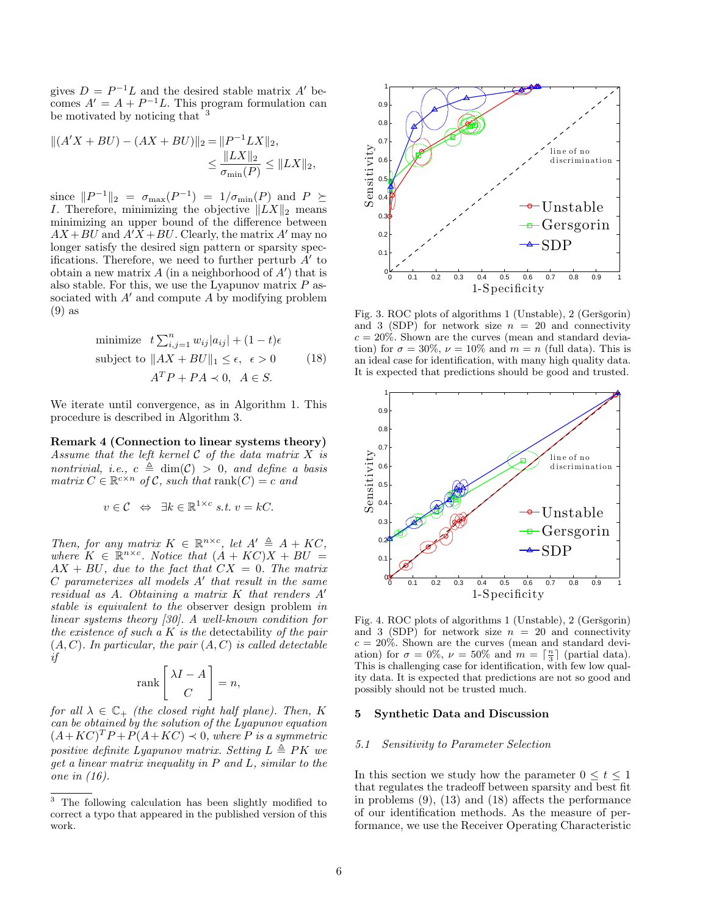gives $D = P^{-1}L$ and the desired stable matrix $A'$ becomes $A' = A + P^{-1}L$. This program formulation can be motivated by noticing that [3]

$$\|(A'X + BU) - (AX + BU)\|_2 = \|P^{-1}LX\|_2,$$
$$\leq \frac{\|LX\|_2}{\sigma_{\min}(P)} \leq \|LX\|_2,$$

since $\|P^{-1}\|_2 = \sigma_{\max}(P^{-1}) = 1/\sigma_{\min}(P)$ and $P \succeq I$. Therefore, minimizing the objective $\|LX\|_2$ means minimizing an upper bound of the difference between $AX+BU$ and $A'X+BU$. Clearly, the matrix $A'$ may no longer satisfy the desired sign pattern or sparsity specifications. Therefore, we need to further perturb $A'$ to obtain a new matrix $A$ (in a neighborhood of $A'$) that is also stable. For this, we use the Lyapunov matrix $P$ associated with $A'$ and compute $A$ by modifying problem (9) as

$$\begin{aligned} \text{minimize} \quad & t\textstyle\sum_{i,j=1}^{n} w_{ij}|a_{ij}| + (1-t)\epsilon \\ \text{subject to} \quad & \|AX + BU\|_1 \leq \epsilon, \;\; \epsilon > 0 \\ & A^T P + PA \prec 0, \;\; A \in S. \end{aligned} \tag{18}$$

We iterate until convergence, as in Algorithm 1. This procedure is described in Algorithm 3.

**Remark 4 (Connection to linear systems theory)** *Assume that the left kernel $\mathcal{C}$ of the data matrix $X$ is nontrivial, i.e., $c \triangleq \dim(\mathcal{C}) > 0$, and define a basis matrix $C \in \mathbb{R}^{c\times n}$ of $\mathcal{C}$, such that* $\operatorname{rank}(C) = c$ *and*

$$v \in \mathcal{C} \;\;\Leftrightarrow\;\; \exists k \in \mathbb{R}^{1\times c} \text{ s.t. } v = kC.$$

*Then, for any matrix $K \in \mathbb{R}^{n\times c}$, let $A' \triangleq A + KC$, where $K \in \mathbb{R}^{n\times c}$. Notice that $(A+KC)X + BU = AX + BU$, due to the fact that $CX = 0$. The matrix $C$ parameterizes all models $A'$ that result in the same residual as $A$. Obtaining a matrix $K$ that renders $A'$ stable is equivalent to the* observer design problem *in linear systems theory [30]. A well-known condition for the existence of such a $K$ is the* detectability *of the pair $(A, C)$. In particular, the pair $(A, C)$ is called detectable if*

$$\operatorname{rank}\begin{bmatrix} \lambda I - A \\ C \end{bmatrix} = n,$$

*for all $\lambda \in \mathbb{C}_+$ (the closed right half plane). Then, $K$ can be obtained by the solution of the Lyapunov equation $(A+KC)^T P + P(A+KC) \prec 0$, where $P$ is a symmetric positive definite Lyapunov matrix. Setting $L \triangleq PK$ we get a linear matrix inequality in $P$ and $L$, similar to the one in (16).*

[3] The following calculation has been slightly modified to correct a typo that appeared in the published version of this work.

Fig. 3. ROC plots of algorithms 1 (Unstable), 2 (Geršgorin) and 3 (SDP) for network size $n = 20$ and connectivity $c = 20\%$. Shown are the curves (mean and standard deviation) for $\sigma = 30\%$, $\nu = 10\%$ and $m = n$ (full data). This is an ideal case for identification, with many high quality data. It is expected that predictions should be good and trusted.

Fig. 4. ROC plots of algorithms 1 (Unstable), 2 (Geršgorin) and 3 (SDP) for network size $n = 20$ and connectivity $c = 20\%$. Shown are the curves (mean and standard deviation) for $\sigma = 0\%$, $\nu = 50\%$ and $m = \lceil \frac{n}{3} \rceil$ (partial data). This is challenging case for identification, with few low quality data. It is expected that predictions are not so good and possibly should not be trusted much.

## 5 Synthetic Data and Discussion

### 5.1 Sensitivity to Parameter Selection

In this section we study how the parameter $0 \leq t \leq 1$ that regulates the tradeoff between sparsity and best fit in problems (9), (13) and (18) affects the performance of our identification methods. As the measure of performance, we use the Receiver Operating Characteristic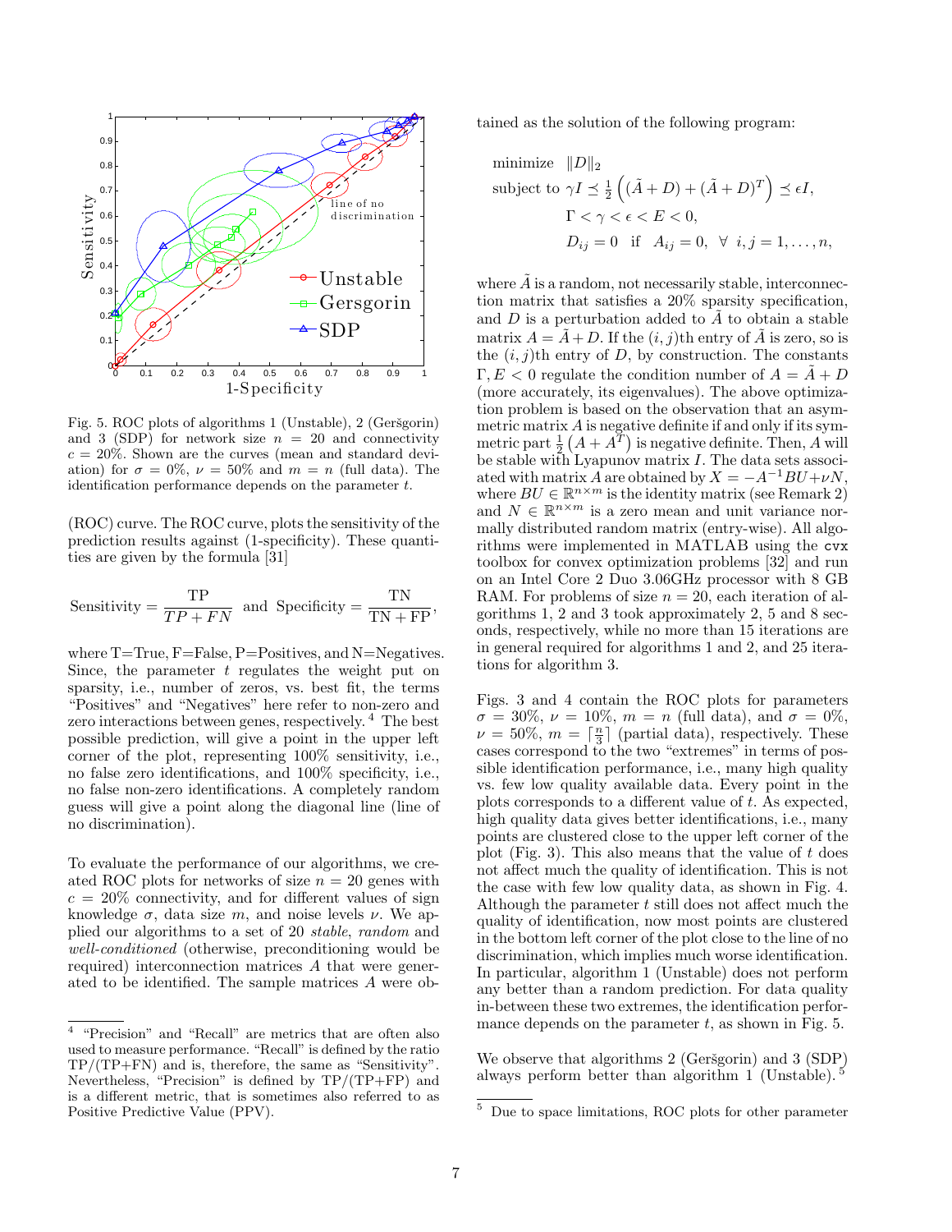Fig. 5. ROC plots of algorithms 1 (Unstable), 2 (Geršgorin) and 3 (SDP) for network size $n = 20$ and connectivity $c = 20\%$. Shown are the curves (mean and standard deviation) for $\sigma = 0\%$, $\nu = 50\%$ and $m = n$ (full data). The identification performance depends on the parameter $t$.

(ROC) curve. The ROC curve, plots the sensitivity of the prediction results against (1-specificity). These quantities are given by the formula [31]

$$\text{Sensitivity} = \frac{\text{TP}}{TP + FN} \quad \text{and} \quad \text{Specificity} = \frac{\text{TN}}{\text{TN} + \text{FP}},$$

where T=True, F=False, P=Positives, and N=Negatives. Since, the parameter $t$ regulates the weight put on sparsity, i.e., number of zeros, vs. best fit, the terms "Positives" and "Negatives" here refer to non-zero and zero interactions between genes, respectively.[4] The best possible prediction, will give a point in the upper left corner of the plot, representing 100% sensitivity, i.e., no false zero identifications, and 100% specificity, i.e., no false non-zero identifications. A completely random guess will give a point along the diagonal line (line of no discrimination).

To evaluate the performance of our algorithms, we created ROC plots for networks of size $n = 20$ genes with $c = 20\%$ connectivity, and for different values of sign knowledge $\sigma$, data size $m$, and noise levels $\nu$. We applied our algorithms to a set of 20 *stable*, *random* and *well-conditioned* (otherwise, preconditioning would be required) interconnection matrices $A$ that were generated to be identified. The sample matrices $A$ were obtained as the solution of the following program:

$$\begin{aligned}
&\text{minimize} \quad \|D\|_2 \\
&\text{subject to } \gamma I \preceq \tfrac{1}{2}\left((\tilde{A} + D) + (\tilde{A} + D)^T\right) \preceq \epsilon I, \\
&\qquad \Gamma < \gamma < \epsilon < E < 0, \\
&\qquad D_{ij} = 0 \quad \text{if} \quad A_{ij} = 0, \ \ \forall \ i, j = 1, \ldots, n,
\end{aligned}$$

where $\tilde{A}$ is a random, not necessarily stable, interconnection matrix that satisfies a 20% sparsity specification, and $D$ is a perturbation added to $\tilde{A}$ to obtain a stable matrix $A = \tilde{A} + D$. If the $(i, j)$th entry of $\tilde{A}$ is zero, so is the $(i, j)$th entry of $D$, by construction. The constants $\Gamma, E < 0$ regulate the condition number of $A = \tilde{A} + D$ (more accurately, its eigenvalues). The above optimization problem is based on the observation that an asymmetric matrix $A$ is negative definite if and only if its symmetric part $\frac{1}{2}\left(A + A^T\right)$ is negative definite. Then, $A$ will be stable with Lyapunov matrix $I$. The data sets associated with matrix $A$ are obtained by $X = -A^{-1}BU + \nu N$, where $BU \in \mathbb{R}^{n \times m}$ is the identity matrix (see Remark 2) and $N \in \mathbb{R}^{n \times m}$ is a zero mean and unit variance normally distributed random matrix (entry-wise). All algorithms were implemented in MATLAB using the `cvx` toolbox for convex optimization problems [32] and run on an Intel Core 2 Duo 3.06GHz processor with 8 GB RAM. For problems of size $n = 20$, each iteration of algorithms 1, 2 and 3 took approximately 2, 5 and 8 seconds, respectively, while no more than 15 iterations are in general required for algorithms 1 and 2, and 25 iterations for algorithm 3.

Figs. 3 and 4 contain the ROC plots for parameters $\sigma = 30\%$, $\nu = 10\%$, $m = n$ (full data), and $\sigma = 0\%$, $\nu = 50\%$, $m = \lceil \frac{n}{3} \rceil$ (partial data), respectively. These cases correspond to the two "extremes" in terms of possible identification performance, i.e., many high quality vs. few low quality available data. Every point in the plots corresponds to a different value of $t$. As expected, high quality data gives better identifications, i.e., many points are clustered close to the upper left corner of the plot (Fig. 3). This also means that the value of $t$ does not affect much the quality of identification. This is not the case with few low quality data, as shown in Fig. 4. Although the parameter $t$ still does not affect much the quality of identification, now most points are clustered in the bottom left corner of the plot close to the line of no discrimination, which implies much worse identification. In particular, algorithm 1 (Unstable) does not perform any better than a random prediction. For data quality in-between these two extremes, the identification performance depends on the parameter $t$, as shown in Fig. 5.

We observe that algorithms 2 (Geršgorin) and 3 (SDP) always perform better than algorithm 1 (Unstable).[5]

---

[4] "Precision" and "Recall" are metrics that are often also used to measure performance. "Recall" is defined by the ratio TP/(TP+FN) and is, therefore, the same as "Sensitivity". Nevertheless, "Precision" is defined by TP/(TP+FP) and is a different metric, that is sometimes also referred to as Positive Predictive Value (PPV).

[5] Due to space limitations, ROC plots for other parameter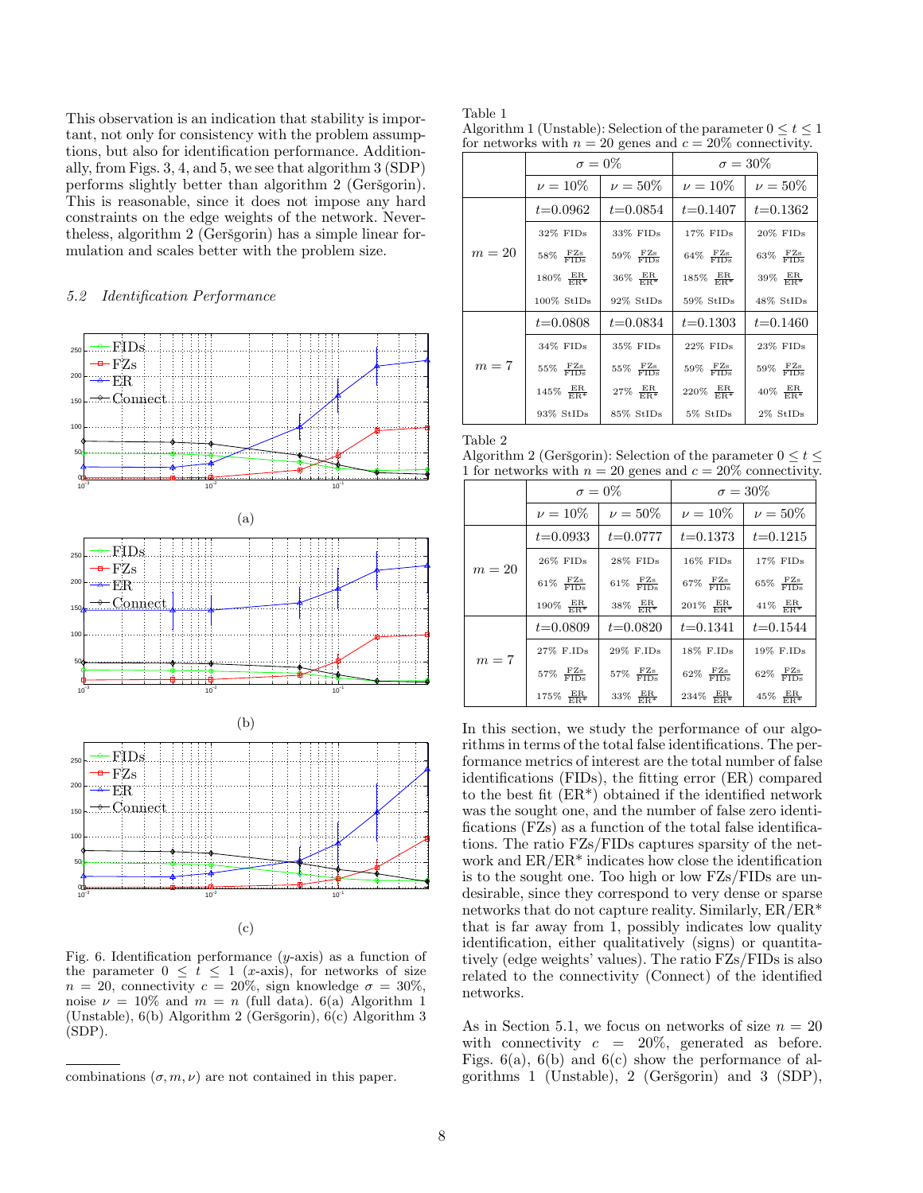This observation is an indication that stability is important, not only for consistency with the problem assumptions, but also for identification performance. Additionally, from Figs. 3, 4, and 5, we see that algorithm 3 (SDP) performs slightly better than algorithm 2 (Geršgorin). This is reasonable, since it does not impose any hard constraints on the edge weights of the network. Nevertheless, algorithm 2 (Geršgorin) has a simple linear formulation and scales better with the problem size.

### *5.2 Identification Performance*

(a)

(b)

(c)

Fig. 6. Identification performance ($y$-axis) as a function of the parameter $0 \leq t \leq 1$ ($x$-axis), for networks of size $n = 20$, connectivity $c = 20\%$, sign knowledge $\sigma = 30\%$, noise $\nu = 10\%$ and $m = n$ (full data). 6(a) Algorithm 1 (Unstable), 6(b) Algorithm 2 (Geršgorin), 6(c) Algorithm 3 (SDP).

combinations $(\sigma, m, \nu)$ are not contained in this paper.

Table 1
Algorithm 1 (Unstable): Selection of the parameter $0 \leq t \leq 1$ for networks with $n = 20$ genes and $c = 20\%$ connectivity.

| | $\sigma = 0\%$ | | $\sigma = 30\%$ | |
|---|---|---|---|---|
| | $\nu = 10\%$ | $\nu = 50\%$ | $\nu = 10\%$ | $\nu = 50\%$ |
| $m = 20$ | $t$=0.0962 | $t$=0.0854 | $t$=0.1407 | $t$=0.1362 |
| | 32% FIDs | 33% FIDs | 17% FIDs | 20% FIDs |
| | 58% $\frac{\text{FZs}}{\text{FIDs}}$ | 59% $\frac{\text{FZs}}{\text{FIDs}}$ | 64% $\frac{\text{FZs}}{\text{FIDs}}$ | 63% $\frac{\text{FZs}}{\text{FIDs}}$ |
| | 180% $\frac{\text{ER}}{\text{ER}^*}$ | 36% $\frac{\text{ER}}{\text{ER}^*}$ | 185% $\frac{\text{ER}}{\text{ER}^*}$ | 39% $\frac{\text{ER}}{\text{ER}^*}$ |
| | 100% StIDs | 92% StIDs | 59% StIDs | 48% StIDs |
| $m = 7$ | $t$=0.0808 | $t$=0.0834 | $t$=0.1303 | $t$=0.1460 |
| | 34% FIDs | 35% FIDs | 22% FIDs | 23% FIDs |
| | 55% $\frac{\text{FZs}}{\text{FIDs}}$ | 55% $\frac{\text{FZs}}{\text{FIDs}}$ | 59% $\frac{\text{FZs}}{\text{FIDs}}$ | 59% $\frac{\text{FZs}}{\text{FIDs}}$ |
| | 145% $\frac{\text{ER}}{\text{ER}^*}$ | 27% $\frac{\text{ER}}{\text{ER}^*}$ | 220% $\frac{\text{ER}}{\text{ER}^*}$ | 40% $\frac{\text{ER}}{\text{ER}^*}$ |
| | 93% StIDs | 85% StIDs | 5% StIDs | 2% StIDs |

Table 2
Algorithm 2 (Geršgorin): Selection of the parameter $0 \leq t \leq 1$ for networks with $n = 20$ genes and $c = 20\%$ connectivity.

| | $\sigma = 0\%$ | | $\sigma = 30\%$ | |
|---|---|---|---|---|
| | $\nu = 10\%$ | $\nu = 50\%$ | $\nu = 10\%$ | $\nu = 50\%$ |
| $m = 20$ | $t$=0.0933 | $t$=0.0777 | $t$=0.1373 | $t$=0.1215 |
| | 26% FIDs | 28% FIDs | 16% FIDs | 17% FIDs |
| | 61% $\frac{\text{FZs}}{\text{FIDs}}$ | 61% $\frac{\text{FZs}}{\text{FIDs}}$ | 67% $\frac{\text{FZs}}{\text{FIDs}}$ | 65% $\frac{\text{FZs}}{\text{FIDs}}$ |
| | 190% $\frac{\text{ER}}{\text{ER}^*}$ | 38% $\frac{\text{ER}}{\text{ER}^*}$ | 201% $\frac{\text{ER}}{\text{ER}^*}$ | 41% $\frac{\text{ER}}{\text{ER}^*}$ |
| $m = 7$ | $t$=0.0809 | $t$=0.0820 | $t$=0.1341 | $t$=0.1544 |
| | 27% F.IDs | 29% F.IDs | 18% F.IDs | 19% F.IDs |
| | 57% $\frac{\text{FZs}}{\text{FIDs}}$ | 57% $\frac{\text{FZs}}{\text{FIDs}}$ | 62% $\frac{\text{FZs}}{\text{FIDs}}$ | 62% $\frac{\text{FZs}}{\text{FIDs}}$ |
| | 175% $\frac{\text{ER}}{\text{ER}^*}$ | 33% $\frac{\text{ER}}{\text{ER}^*}$ | 234% $\frac{\text{ER}}{\text{ER}^*}$ | 45% $\frac{\text{ER}}{\text{ER}^*}$ |

In this section, we study the performance of our algorithms in terms of the total false identifications. The performance metrics of interest are the total number of false identifications (FIDs), the fitting error (ER) compared to the best fit (ER*) obtained if the identified network was the sought one, and the number of false zero identifications (FZs) as a function of the total false identifications. The ratio FZs/FIDs captures sparsity of the network and ER/ER* indicates how close the identification is to the sought one. Too high or low FZs/FIDs are undesirable, since they correspond to very dense or sparse networks that do not capture reality. Similarly, ER/ER* that is far away from 1, possibly indicates low quality identification, either qualitatively (signs) or quantitatively (edge weights' values). The ratio FZs/FIDs is also related to the connectivity (Connect) of the identified networks.

As in Section 5.1, we focus on networks of size $n = 20$ with connectivity $c = 20\%$, generated as before. Figs. 6(a), 6(b) and 6(c) show the performance of algorithms 1 (Unstable), 2 (Geršgorin) and 3 (SDP),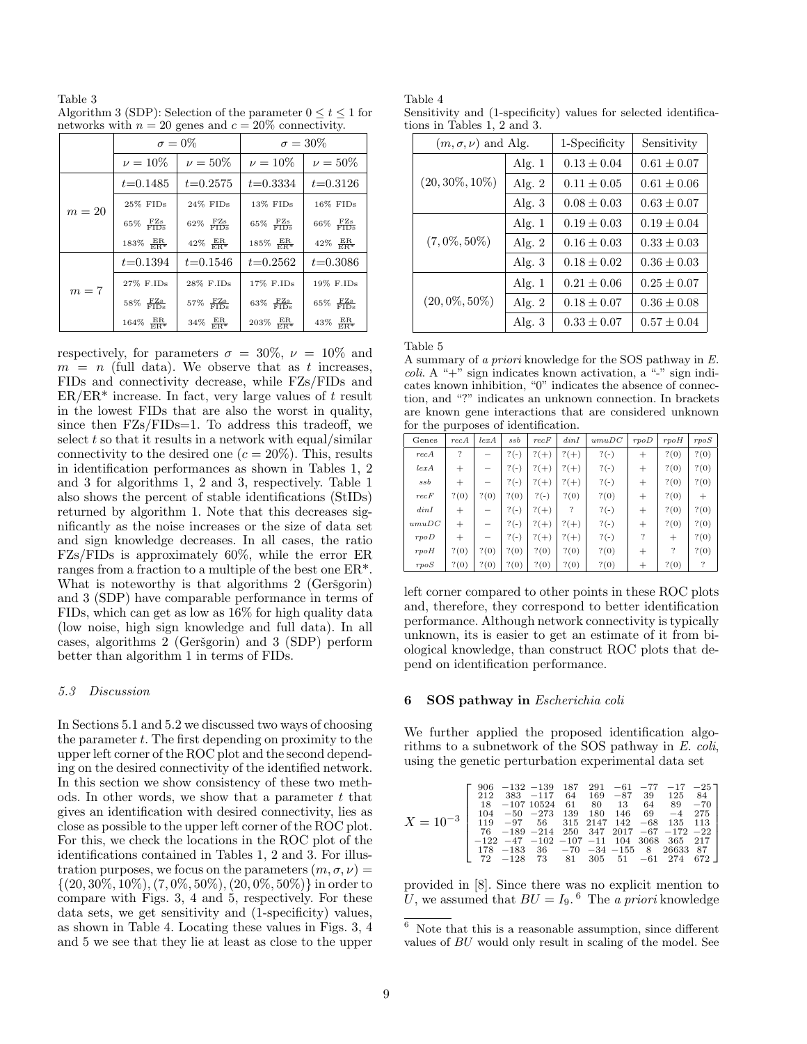Table 3
Algorithm 3 (SDP): Selection of the parameter $0 \leq t \leq 1$ for networks with $n = 20$ genes and $c = 20\%$ connectivity.

| | $\sigma = 0\%$ | | $\sigma = 30\%$ | |
|---|---|---|---|---|
| | $\nu = 10\%$ | $\nu = 50\%$ | $\nu = 10\%$ | $\nu = 50\%$ |
| $m = 20$ | $t$=0.1485 | $t$=0.2575 | $t$=0.3334 | $t$=0.3126 |
| | 25% FIDs | 24% FIDs | 13% FIDs | 16% FIDs |
| | 65% $\frac{\text{FZs}}{\text{FIDs}}$ | 62% $\frac{\text{FZs}}{\text{FIDs}}$ | 65% $\frac{\text{FZs}}{\text{FIDs}}$ | 66% $\frac{\text{FZs}}{\text{FIDs}}$ |
| | 183% $\frac{\text{ER}}{\text{ER}^*}$ | 42% $\frac{\text{ER}}{\text{ER}^*}$ | 185% $\frac{\text{ER}}{\text{ER}^*}$ | 42% $\frac{\text{ER}}{\text{ER}^*}$ |
| $m = 7$ | $t$=0.1394 | $t$=0.1546 | $t$=0.2562 | $t$=0.3086 |
| | 27% F.IDs | 28% F.IDs | 17% F.IDs | 19% F.IDs |
| | 58% $\frac{\text{FZs}}{\text{FIDs}}$ | 57% $\frac{\text{FZs}}{\text{FIDs}}$ | 63% $\frac{\text{FZs}}{\text{FIDs}}$ | 65% $\frac{\text{FZs}}{\text{FIDs}}$ |
| | 164% $\frac{\text{ER}}{\text{ER}^*}$ | 34% $\frac{\text{ER}}{\text{ER}^*}$ | 203% $\frac{\text{ER}}{\text{ER}^*}$ | 43% $\frac{\text{ER}}{\text{ER}^*}$ |

respectively, for parameters $\sigma = 30\%$, $\nu = 10\%$ and $m = n$ (full data). We observe that as $t$ increases, FIDs and connectivity decrease, while FZs/FIDs and ER/ER* increase. In fact, very large values of $t$ result in the lowest FIDs that are also the worst in quality, since then FZs/FIDs=1. To address this tradeoff, we select $t$ so that it results in a network with equal/similar connectivity to the desired one ($c = 20\%$). This, results in identification performances as shown in Tables 1, 2 and 3 for algorithms 1, 2 and 3, respectively. Table 1 also shows the percent of stable identifications (StIDs) returned by algorithm 1. Note that this decreases significantly as the noise increases or the size of data set and sign knowledge decreases. In all cases, the ratio FZs/FIDs is approximately 60%, while the error ER ranges from a fraction to a multiple of the best one ER*. What is noteworthy is that algorithms 2 (Geršgorin) and 3 (SDP) have comparable performance in terms of FIDs, which can get as low as 16% for high quality data (low noise, high sign knowledge and full data). In all cases, algorithms 2 (Geršgorin) and 3 (SDP) perform better than algorithm 1 in terms of FIDs.

### 5.3 Discussion

In Sections 5.1 and 5.2 we discussed two ways of choosing the parameter $t$. The first depending on proximity to the upper left corner of the ROC plot and the second depending on the desired connectivity of the identified network. In this section we show consistency of these two methods. In other words, we show that a parameter $t$ that gives an identification with desired connectivity, lies as close as possible to the upper left corner of the ROC plot. For this, we check the locations in the ROC plot of the identifications contained in Tables 1, 2 and 3. For illustration purposes, we focus on the parameters $(m, \sigma, \nu) = \{(20, 30\%, 10\%), (7, 0\%, 50\%), (20, 0\%, 50\%)\}$ in order to compare with Figs. 3, 4 and 5, respectively. For these data sets, we get sensitivity and (1-specificity) values, as shown in Table 4. Locating these values in Figs. 3, 4 and 5 we see that they lie at least as close to the upper left corner compared to other points in these ROC plots and, therefore, they correspond to better identification performance. Although network connectivity is typically unknown, its is easier to get an estimate of it from biological knowledge, than construct ROC plots that depend on identification performance.

Table 4
Sensitivity and (1-specificity) values for selected identifications in Tables 1, 2 and 3.

| $(m, \sigma, \nu)$ and Alg. | | 1-Specificity | Sensitivity |
|---|---|---|---|
| $(20, 30\%, 10\%)$ | Alg. 1 | $0.13 \pm 0.04$ | $0.61 \pm 0.07$ |
| | Alg. 2 | $0.11 \pm 0.05$ | $0.61 \pm 0.06$ |
| | Alg. 3 | $0.08 \pm 0.03$ | $0.63 \pm 0.07$ |
| $(7, 0\%, 50\%)$ | Alg. 1 | $0.19 \pm 0.03$ | $0.19 \pm 0.04$ |
| | Alg. 2 | $0.16 \pm 0.03$ | $0.33 \pm 0.03$ |
| | Alg. 3 | $0.18 \pm 0.02$ | $0.36 \pm 0.03$ |
| $(20, 0\%, 50\%)$ | Alg. 1 | $0.21 \pm 0.06$ | $0.25 \pm 0.07$ |
| | Alg. 2 | $0.18 \pm 0.07$ | $0.36 \pm 0.08$ |
| | Alg. 3 | $0.33 \pm 0.07$ | $0.57 \pm 0.04$ |

Table 5
A summary of *a priori* knowledge for the SOS pathway in *E. coli*. A "+" sign indicates known activation, a "-" sign indicates known inhibition, "0" indicates the absence of connection, and "?" indicates an unknown connection. In brackets are known gene interactions that are considered unknown for the purposes of identification.

| Genes | *recA* | *lexA* | *ssb* | *recF* | *dinI* | *umuDC* | *rpoD* | *rpoH* | *rpoS* |
|---|---|---|---|---|---|---|---|---|---|
| *recA* | ? | − | ?(-) | ?(+) | ?(+) | ?(-) | + | ?(0) | ?(0) |
| *lexA* | + | − | ?(-) | ?(+) | ?(+) | ?(-) | + | ?(0) | ?(0) |
| *ssb* | + | − | ?(-) | ?(+) | ?(+) | ?(-) | + | ?(0) | ?(0) |
| *recF* | ?(0) | ?(0) | ?(0) | ?(-) | ?(0) | ?(0) | + | ?(0) | + |
| *dinI* | + | − | ?(-) | ?(+) | ? | ?(-) | + | ?(0) | ?(0) |
| *umuDC* | + | − | ?(-) | ?(+) | ?(+) | ?(-) | + | ?(0) | ?(0) |
| *rpoD* | + | − | ?(-) | ?(+) | ?(+) | ?(-) | ? | + | ?(0) |
| *rpoH* | ?(0) | ?(0) | ?(0) | ?(0) | ?(0) | ?(0) | + | ? | ?(0) |
| *rpoS* | ?(0) | ?(0) | ?(0) | ?(0) | ?(0) | ?(0) | + | ?(0) | ? |

## 6 SOS pathway in *Escherichia coli*

We further applied the proposed identification algorithms to a subnetwork of the SOS pathway in *E. coli*, using the genetic perturbation experimental data set

$$X = 10^{-3} \begin{bmatrix} 906 & -132 & -139 & 187 & 291 & -61 & -77 & -17 & -25 \\ 212 & 383 & -117 & 64 & 169 & -87 & 39 & 125 & 84 \\ 18 & -107 & 10524 & 61 & 80 & 13 & 64 & 89 & -70 \\ 104 & -50 & -273 & 139 & 180 & 146 & 69 & -4 & 275 \\ 119 & -97 & 56 & 315 & 2147 & 142 & -68 & 135 & 113 \\ 76 & -189 & -214 & 250 & 347 & 2017 & -67 & -172 & -22 \\ -122 & -47 & -102 & -107 & -11 & 104 & 3068 & 365 & 217 \\ 178 & -183 & 36 & -70 & -34 & -155 & 8 & 26633 & 87 \\ 72 & -128 & 73 & 81 & 305 & 51 & -61 & 274 & 672 \end{bmatrix}$$

provided in [8]. Since there was no explicit mention to $U$, we assumed that $BU = I_9$.[6] The *a priori* knowledge

[6] Note that this is a reasonable assumption, since different values of $BU$ would only result in scaling of the model. See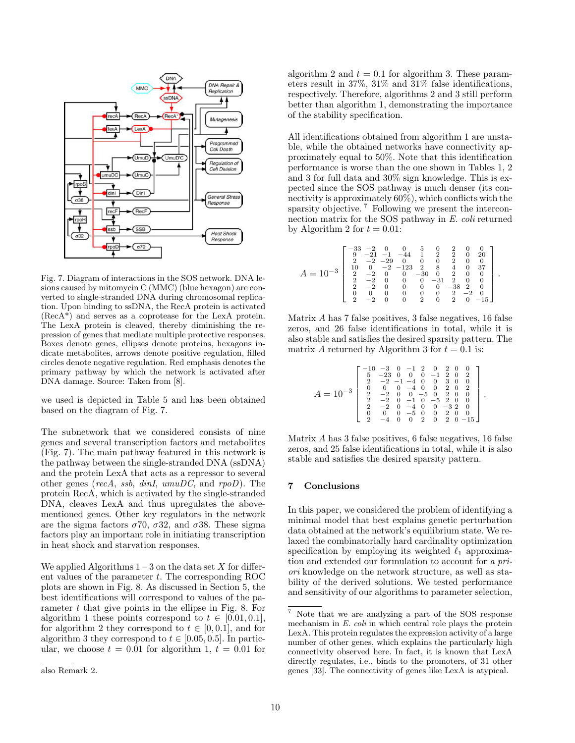Fig. 7. Diagram of interactions in the SOS network. DNA lesions caused by mitomycin C (MMC) (blue hexagon) are converted to single-stranded DNA during chromosomal replication. Upon binding to ssDNA, the RecA protein is activated (RecA*) and serves as a coprotease for the LexA protein. The LexA protein is cleaved, thereby diminishing the repression of genes that mediate multiple protective responses. Boxes denote genes, ellipses denote proteins, hexagons indicate metabolites, arrows denote positive regulation, filled circles denote negative regulation. Red emphasis denotes the primary pathway by which the network is activated after DNA damage. Source: Taken from [8].

we used is depicted in Table 5 and has been obtained based on the diagram of Fig. 7.

The subnetwork that we considered consists of nine genes and several transcription factors and metabolites (Fig. 7). The main pathway featured in this network is the pathway between the single-stranded DNA (ssDNA) and the protein LexA that acts as a repressor to several other genes (*recA*, *ssb*, *dinI*, *umuDC*, and *rpoD*). The protein RecA, which is activated by the single-stranded DNA, cleaves LexA and thus upregulates the above-mentioned genes. Other key regulators in the network are the sigma factors $\sigma 70$, $\sigma 32$, and $\sigma 38$. These sigma factors play an important role in initiating transcription in heat shock and starvation responses.

We applied Algorithms 1 – 3 on the data set $X$ for different values of the parameter $t$. The corresponding ROC plots are shown in Fig. 8. As discussed in Section 5, the best identifications will correspond to values of the parameter $t$ that give points in the ellipse in Fig. 8. For algorithm 1 these points correspond to $t \in [0.01, 0.1]$, for algorithm 2 they correspond to $t \in [0, 0.1]$, and for algorithm 3 they correspond to $t \in [0.05, 0.5]$. In particular, we choose $t = 0.01$ for algorithm 1, $t = 0.01$ for algorithm 2 and $t = 0.1$ for algorithm 3. These parameters result in 37%, 31% and 31% false identifications, respectively. Therefore, algorithms 2 and 3 still perform better than algorithm 1, demonstrating the importance of the stability specification.

All identifications obtained from algorithm 1 are unstable, while the obtained networks have connectivity approximately equal to 50%. Note that this identification performance is worse than the one shown in Tables 1, 2 and 3 for full data and 30% sign knowledge. This is expected since the SOS pathway is much denser (its connectivity is approximately 60%), which conflicts with the sparsity objective.[7] Following we present the interconnection matrix for the SOS pathway in *E. coli* returned by Algorithm 2 for $t = 0.01$:

$$A = 10^{-3}\begin{bmatrix} -33 & -2 & 0 & 0 & 5 & 0 & 2 & 0 & 0 \\ 9 & -21 & -1 & -44 & 1 & 2 & 2 & 0 & 20 \\ 2 & -2 & -29 & 0 & 0 & 0 & 2 & 0 & 0 \\ 10 & 0 & -2 & -123 & 2 & 8 & 4 & 0 & 37 \\ 2 & -2 & 0 & 0 & -30 & 0 & 2 & 0 & 0 \\ 2 & -2 & 0 & 0 & 0 & -31 & 2 & 0 & 0 \\ 2 & -2 & 0 & 0 & 0 & 0 & -38 & 2 & 0 \\ 0 & 0 & 0 & 0 & 0 & 0 & 2 & -2 & 0 \\ 2 & -2 & 0 & 0 & 2 & 0 & 2 & 0 & -15 \end{bmatrix}.$$

Matrix $A$ has 7 false positives, 3 false negatives, 16 false zeros, and 26 false identifications in total, while it is also stable and satisfies the desired sparsity pattern. The matrix $A$ returned by Algorithm 3 for $t = 0.1$ is:

$$A = 10^{-3}\begin{bmatrix} -10 & -3 & 0 & -1 & 2 & 0 & 2 & 0 & 0 \\ 5 & -23 & 0 & 0 & 0 & -1 & 2 & 0 & 2 \\ 2 & -2 & -1 & -4 & 0 & 0 & 3 & 0 & 0 \\ 0 & 0 & 0 & -4 & 0 & 0 & 2 & 0 & 2 \\ 2 & -2 & 0 & 0 & -5 & 0 & 2 & 0 & 0 \\ 2 & -2 & 0 & -1 & 0 & -5 & 2 & 0 & 0 \\ 2 & -2 & 0 & -4 & 0 & 0 & -3 & 2 & 0 \\ 0 & 0 & 0 & -5 & 0 & 0 & 2 & 0 & 0 \\ 2 & -4 & 0 & 0 & 2 & 0 & 2 & 0 & -15 \end{bmatrix}.$$

Matrix $A$ has 3 false positives, 6 false negatives, 16 false zeros, and 25 false identifications in total, while it is also stable and satisfies the desired sparsity pattern.

## 7 Conclusions

In this paper, we considered the problem of identifying a minimal model that best explains genetic perturbation data obtained at the network's equilibrium state. We relaxed the combinatorially hard cardinality optimization specification by employing its weighted $\ell_1$ approximation and extended our formulation to account for *a priori* knowledge on the network structure, as well as stability of the derived solutions. We tested performance and sensitivity of our algorithms to parameter selection,

---

also Remark 2.

[7] Note that we are analyzing a part of the SOS response mechanism in *E. coli* in which central role plays the protein LexA. This protein regulates the expression activity of a large number of other genes, which explains the particularly high connectivity observed here. In fact, it is known that LexA directly regulates, i.e., binds to the promoters, of 31 other genes [33]. The connectivity of genes like LexA is atypical.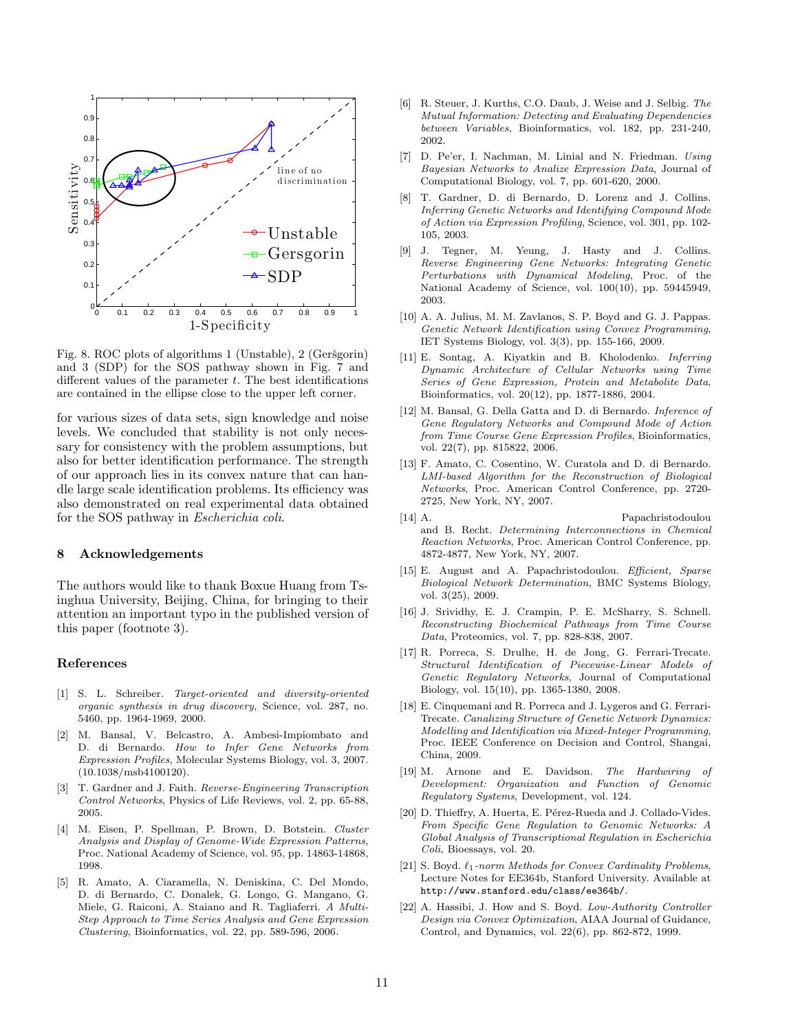Fig. 8. ROC plots of algorithms 1 (Unstable), 2 (Geršgorin) and 3 (SDP) for the SOS pathway shown in Fig. 7 and different values of the parameter $t$. The best identifications are contained in the ellipse close to the upper left corner.

for various sizes of data sets, sign knowledge and noise levels. We concluded that stability is not only necessary for consistency with the problem assumptions, but also for better identification performance. The strength of our approach lies in its convex nature that can handle large scale identification problems. Its efficiency was also demonstrated on real experimental data obtained for the SOS pathway in *Escherichia coli*.

## 8 Acknowledgements

The authors would like to thank Boxue Huang from Tsinghua University, Beijing, China, for bringing to their attention an important typo in the published version of this paper (footnote 3).

## References

[1] S. L. Schreiber. *Target-oriented and diversity-oriented organic synthesis in drug discovery,* Science, vol. 287, no. 5460, pp. 1964-1969, 2000.

[2] M. Bansal, V. Belcastro, A. Ambesi-Impiombato and D. di Bernardo. *How to Infer Gene Networks from Expression Profiles*, Molecular Systems Biology, vol. 3, 2007. (10.1038/msb4100120).

[3] T. Gardner and J. Faith. *Reverse-Engineering Transcription Control Networks*, Physics of Life Reviews, vol. 2, pp. 65-88, 2005.

[4] M. Eisen, P. Spellman, P. Brown, D. Botstein. *Cluster Analysis and Display of Genome-Wide Expression Patterns*, Proc. National Academy of Science, vol. 95, pp. 14863-14868, 1998.

[5] R. Amato, A. Ciaramella, N. Deniskina, C. Del Mondo, D. di Bernardo, C. Donalek, G. Longo, G. Mangano, G. Miele, G. Raiconi, A. Staiano and R. Tagliaferri. *A Multi-Step Approach to Time Series Analysis and Gene Expression Clustering*, Bioinformatics, vol. 22, pp. 589-596, 2006.

[6] R. Steuer, J. Kurths, C.O. Daub, J. Weise and J. Selbig. *The Mutual Information: Detecting and Evaluating Dependencies between Variables*, Bioinformatics, vol. 182, pp. 231-240, 2002.

[7] D. Pe'er, I. Nachman, M. Linial and N. Friedman. *Using Bayesian Networks to Analize Expression Data*, Journal of Computational Biology, vol. 7, pp. 601-620, 2000.

[8] T. Gardner, D. di Bernardo, D. Lorenz and J. Collins. *Inferring Genetic Networks and Identifying Compound Mode of Action via Expression Profiling*, Science, vol. 301, pp. 102-105, 2003.

[9] J. Tegner, M. Yeung, J. Hasty and J. Collins. *Reverse Engineering Gene Networks: Integrating Genetic Perturbations with Dynamical Modeling*, Proc. of the National Academy of Science, vol. 100(10), pp. 59445949, 2003.

[10] A. A. Julius, M. M. Zavlanos, S. P. Boyd and G. J. Pappas. *Genetic Network Identification using Convex Programming*, IET Systems Biology, vol. 3(3), pp. 155-166, 2009.

[11] E. Sontag, A. Kiyatkin and B. Kholodenko. *Inferring Dynamic Architecture of Cellular Networks using Time Series of Gene Expression, Protein and Metabolite Data*, Bioinformatics, vol. 20(12), pp. 1877-1886, 2004.

[12] M. Bansal, G. Della Gatta and D. di Bernardo. *Inference of Gene Regulatory Networks and Compound Mode of Action from Time Course Gene Expression Profiles*, Bioinformatics, vol. 22(7), pp. 815822, 2006.

[13] F. Amato, C. Cosentino, W. Curatola and D. di Bernardo. *LMI-based Algorithm for the Reconstruction of Biological Networks*, Proc. American Control Conference, pp. 2720-2725, New York, NY, 2007.

[14] A. Papachristodoulou and B. Recht. *Determining Interconnections in Chemical Reaction Networks*, Proc. American Control Conference, pp. 4872-4877, New York, NY, 2007.

[15] E. August and A. Papachristodoulou. *Efficient, Sparse Biological Network Determination*, BMC Systems Biology, vol. 3(25), 2009.

[16] J. Srividhy, E. J. Crampin, P. E. McSharry, S. Schnell. *Reconstructing Biochemical Pathways from Time Course Data*, Proteomics, vol. 7, pp. 828-838, 2007.

[17] R. Porreca, S. Drulhe, H. de Jong, G. Ferrari-Trecate. *Structural Identification of Piecewise-Linear Models of Genetic Regulatory Networks*, Journal of Computational Biology, vol. 15(10), pp. 1365-1380, 2008.

[18] E. Cinquemani and R. Porreca and J. Lygeros and G. Ferrari-Trecate. *Canalizing Structure of Genetic Network Dynamics: Modelling and Identification via Mixed-Integer Programming*, Proc. IEEE Conference on Decision and Control, Shangai, China, 2009.

[19] M. Arnone and E. Davidson. *The Hardwiring of Development: Organization and Function of Genomic Regulatory Systems*, Development, vol. 124.

[20] D. Thieffry, A. Huerta, E. Pérez-Rueda and J. Collado-Vides. *From Specific Gene Regulation to Genomic Networks: A Global Analysis of Transcriptional Regulation in Escherichia Coli*, Bioessays, vol. 20.

[21] S. Boyd. *$\ell_1$-norm Methods for Convex Cardinality Problems*, Lecture Notes for EE364b, Stanford University. Available at http://www.stanford.edu/class/ee364b/.

[22] A. Hassibi, J. How and S. Boyd. *Low-Authority Controller Design via Convex Optimization*, AIAA Journal of Guidance, Control, and Dynamics, vol. 22(6), pp. 862-872, 1999.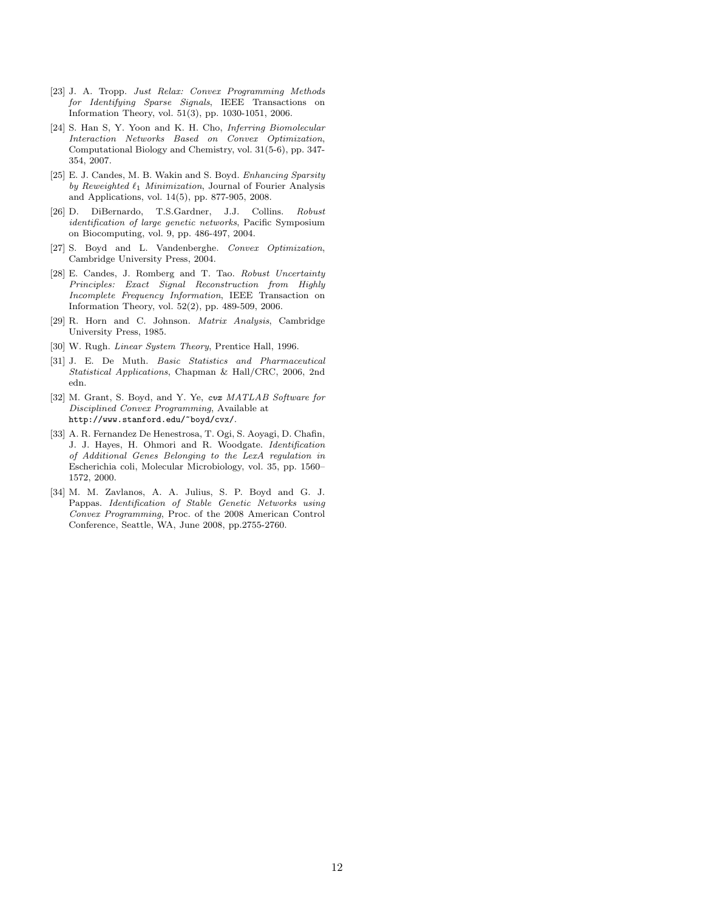[23] J. A. Tropp. *Just Relax: Convex Programming Methods for Identifying Sparse Signals*, IEEE Transactions on Information Theory, vol. 51(3), pp. 1030-1051, 2006.

[24] S. Han S, Y. Yoon and K. H. Cho, *Inferring Biomolecular Interaction Networks Based on Convex Optimization*, Computational Biology and Chemistry, vol. 31(5-6), pp. 347-354, 2007.

[25] E. J. Candes, M. B. Wakin and S. Boyd. *Enhancing Sparsity by Reweighted $\ell_1$ Minimization*, Journal of Fourier Analysis and Applications, vol. 14(5), pp. 877-905, 2008.

[26] D. DiBernardo, T.S.Gardner, J.J. Collins. *Robust identification of large genetic networks*, Pacific Symposium on Biocomputing, vol. 9, pp. 486-497, 2004.

[27] S. Boyd and L. Vandenberghe. *Convex Optimization*, Cambridge University Press, 2004.

[28] E. Candes, J. Romberg and T. Tao. *Robust Uncertainty Principles: Exact Signal Reconstruction from Highly Incomplete Frequency Information*, IEEE Transaction on Information Theory, vol. 52(2), pp. 489-509, 2006.

[29] R. Horn and C. Johnson. *Matrix Analysis*, Cambridge University Press, 1985.

[30] W. Rugh. *Linear System Theory*, Prentice Hall, 1996.

[31] J. E. De Muth. *Basic Statistics and Pharmaceutical Statistical Applications*, Chapman & Hall/CRC, 2006, 2nd edn.

[32] M. Grant, S. Boyd, and Y. Ye, *cvx MATLAB Software for Disciplined Convex Programming*, Available at `http://www.stanford.edu/~boyd/cvx/`.

[33] A. R. Fernandez De Henestrosa, T. Ogi, S. Aoyagi, D. Chafin, J. J. Hayes, H. Ohmori and R. Woodgate. *Identification of Additional Genes Belonging to the LexA regulation in* Escherichia coli, Molecular Microbiology, vol. 35, pp. 1560–1572, 2000.

[34] M. M. Zavlanos, A. A. Julius, S. P. Boyd and G. J. Pappas. *Identification of Stable Genetic Networks using Convex Programming*, Proc. of the 2008 American Control Conference, Seattle, WA, June 2008, pp.2755-2760.